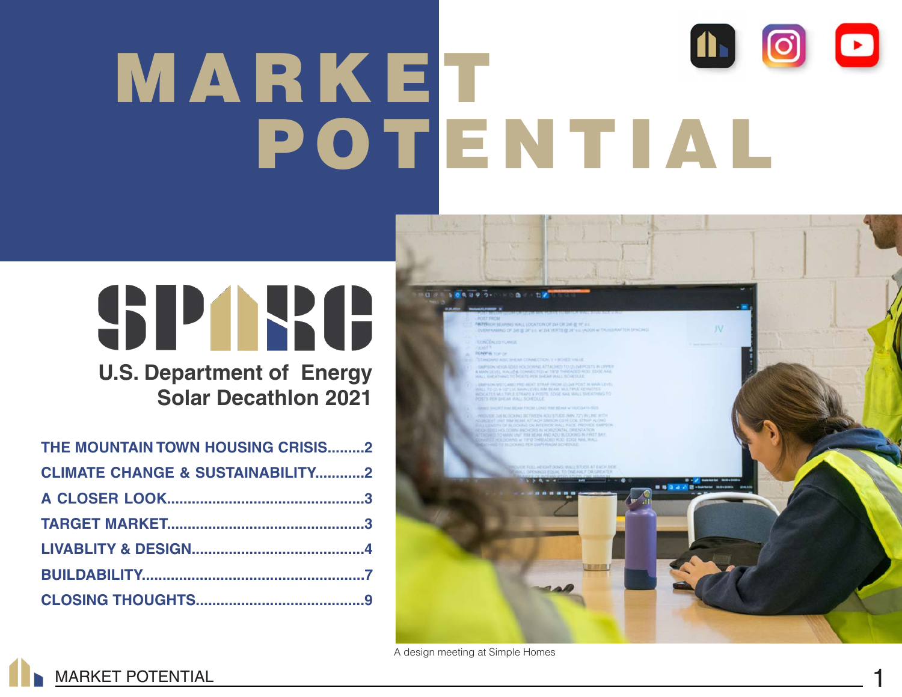# MARKET POTENTIAL

SPARC

U.S. Department of Energy
Solar Decathlon 2021

THE MOUNTAIN TOWN HOUSING CRISIS.........2
CLIMATE CHANGE & SUSTAINABILITY............2
A CLOSER LOOK...............................................3
TARGET MARKET...............................................3
LIVABLITY & DESIGN.........................................4
BUILDABILITY.....................................................7
CLOSING THOUGHTS........................................9

A design meeting at Simple Homes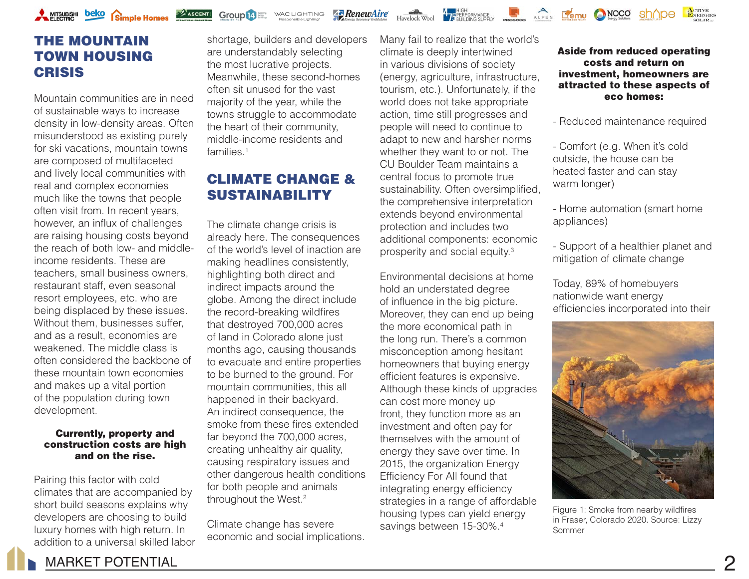# THE MOUNTAIN TOWN HOUSING CRISIS

Mountain communities are in need of sustainable ways to increase density in low-density areas. Often misunderstood as existing purely for ski vacations, mountain towns are composed of multifaceted and lively local communities with real and complex economies much like the towns that people often visit from. In recent years, however, an influx of challenges are raising housing costs beyond the reach of both low- and middle-income residents. These are teachers, small business owners, restaurant staff, even seasonal resort employees, etc. who are being displaced by these issues. Without them, businesses suffer, and as a result, economies are weakened. The middle class is often considered the backbone of these mountain town economies and makes up a vital portion of the population during town development.

**Currently, property and construction costs are high and on the rise.**

Pairing this factor with cold climates that are accompanied by short build seasons explains why developers are choosing to build luxury homes with high return. In addition to a universal skilled labor shortage, builders and developers are understandably selecting the most lucrative projects. Meanwhile, these second-homes often sit unused for the vast majority of the year, while the towns struggle to accommodate the heart of their community, middle-income residents and families.[1]

# CLIMATE CHANGE & SUSTAINABILITY

The climate change crisis is already here. The consequences of the world's level of inaction are making headlines consistently, highlighting both direct and indirect impacts around the globe. Among the direct include the record-breaking wildfires that destroyed 700,000 acres of land in Colorado alone just months ago, causing thousands to evacuate and entire properties to be burned to the ground. For mountain communities, this all happened in their backyard. An indirect consequence, the smoke from these fires extended far beyond the 700,000 acres, creating unhealthy air quality, causing respiratory issues and other dangerous health conditions for both people and animals throughout the West.[2]

Climate change has severe economic and social implications. Many fail to realize that the world's climate is deeply intertwined in various divisions of society (energy, agriculture, infrastructure, tourism, etc.). Unfortunately, if the world does not take appropriate action, time still progresses and people will need to continue to adapt to new and harsher norms whether they want to or not. The CU Boulder Team maintains a central focus to promote true sustainability. Often oversimplified, the comprehensive interpretation extends beyond environmental protection and includes two additional components: economic prosperity and social equity.[3]

Environmental decisions at home hold an understated degree of influence in the big picture. Moreover, they can end up being the more economical path in the long run. There's a common misconception among hesitant homeowners that buying energy efficient features is expensive. Although these kinds of upgrades can cost more money up front, they function more as an investment and often pay for themselves with the amount of energy they save over time. In 2015, the organization Energy Efficiency For All found that integrating energy efficiency strategies in a range of affordable housing types can yield energy savings between 15-30%.[4]

**Aside from reduced operating costs and return on investment, homeowners are attracted to these aspects of eco homes:**

- Reduced maintenance required

- Comfort (e.g. When it's cold outside, the house can be heated faster and can stay warm longer)

- Home automation (smart home appliances)

- Support of a healthier planet and mitigation of climate change

Today, 89% of homebuyers nationwide want energy efficiencies incorporated into their

Figure 1: Smoke from nearby wildfires in Fraser, Colorado 2020. Source: Lizzy Sommer

MARKET POTENTIAL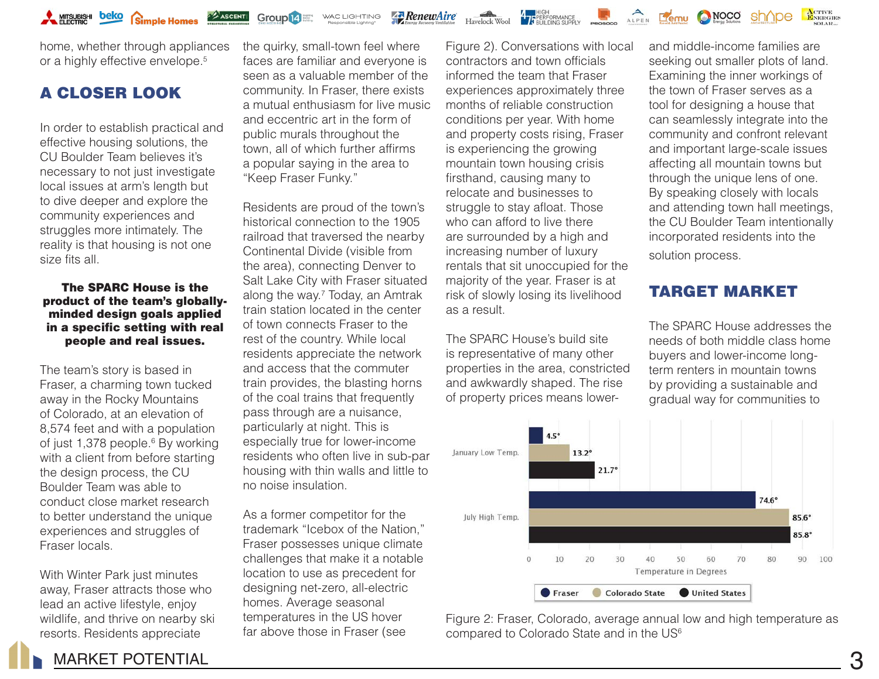home, whether through appliances or a highly effective envelope.[5]

## A CLOSER LOOK

In order to establish practical and effective housing solutions, the CU Boulder Team believes it's necessary to not just investigate local issues at arm's length but to dive deeper and explore the community experiences and struggles more intimately. The reality is that housing is not one size fits all.

**The SPARC House is the product of the team's globally-minded design goals applied in a specific setting with real people and real issues.**

The team's story is based in Fraser, a charming town tucked away in the Rocky Mountains of Colorado, at an elevation of 8,574 feet and with a population of just 1,378 people.[6] By working with a client from before starting the design process, the CU Boulder Team was able to conduct close market research to better understand the unique experiences and struggles of Fraser locals.

With Winter Park just minutes away, Fraser attracts those who lead an active lifestyle, enjoy wildlife, and thrive on nearby ski resorts. Residents appreciate the quirky, small-town feel where faces are familiar and everyone is seen as a valuable member of the community. In Fraser, there exists a mutual enthusiasm for live music and eccentric art in the form of public murals throughout the town, all of which further affirms a popular saying in the area to "Keep Fraser Funky."

Residents are proud of the town's historical connection to the 1905 railroad that traversed the nearby Continental Divide (visible from the area), connecting Denver to Salt Lake City with Fraser situated along the way.[7] Today, an Amtrak train station located in the center of town connects Fraser to the rest of the country. While local residents appreciate the network and access that the commuter train provides, the blasting horns of the coal trains that frequently pass through are a nuisance, particularly at night. This is especially true for lower-income residents who often live in sub-par housing with thin walls and little to no noise insulation.

As a former competitor for the trademark "Icebox of the Nation," Fraser possesses unique climate challenges that make it a notable location to use as precedent for designing net-zero, all-electric homes. Average seasonal temperatures in the US hover far above those in Fraser (see Figure 2). Conversations with local contractors and town officials informed the team that Fraser experiences approximately three months of reliable construction conditions per year. With home and property costs rising, Fraser is experiencing the growing mountain town housing crisis firsthand, causing many to relocate and businesses to struggle to stay afloat. Those who can afford to live there are surrounded by a high and increasing number of luxury rentals that sit unoccupied for the majority of the year. Fraser is at risk of slowly losing its livelihood as a result.

The SPARC House's build site is representative of many other properties in the area, constricted and awkwardly shaped. The rise of property prices means lower- and middle-income families are seeking out smaller plots of land. Examining the inner workings of the town of Fraser serves as a tool for designing a house that can seamlessly integrate into the community and confront relevant and important large-scale issues affecting all mountain towns but through the unique lens of one. By speaking closely with locals and attending town hall meetings, the CU Boulder Team intentionally incorporated residents into the solution process.

| | Fraser | Colorado State | United States |
|---|---|---|---|
| January Low Temp. | 4.5° | 13.2° | 21.7° |
| July High Temp. | 74.6° | 85.6° | 85.8° |

Figure 2: Fraser, Colorado, average annual low and high temperature as compared to Colorado State and in the US[6]

## TARGET MARKET

The SPARC House addresses the needs of both middle class home buyers and lower-income long-term renters in mountain towns by providing a sustainable and gradual way for communities to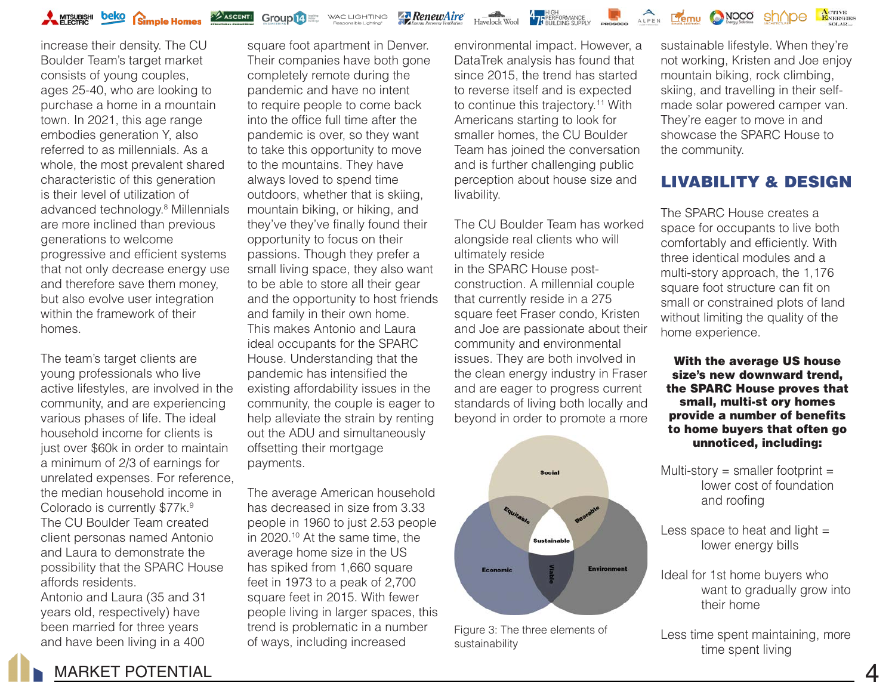increase their density. The CU Boulder Team's target market consists of young couples, ages 25-40, who are looking to purchase a home in a mountain town. In 2021, this age range embodies generation Y, also referred to as millennials. As a whole, the most prevalent shared characteristic of this generation is their level of utilization of advanced technology.[8] Millennials are more inclined than previous generations to welcome progressive and efficient systems that not only decrease energy use and therefore save them money, but also evolve user integration within the framework of their homes.

The team's target clients are young professionals who live active lifestyles, are involved in the community, and are experiencing various phases of life. The ideal household income for clients is just over $60k in order to maintain a minimum of 2/3 of earnings for unrelated expenses. For reference, the median household income in Colorado is currently $77k.[9] The CU Boulder Team created client personas named Antonio and Laura to demonstrate the possibility that the SPARC House affords residents. Antonio and Laura (35 and 31 years old, respectively) have been married for three years and have been living in a 400 square foot apartment in Denver. Their companies have both gone completely remote during the pandemic and have no intent to require people to come back into the office full time after the pandemic is over, so they want to take this opportunity to move to the mountains. They have always loved to spend time outdoors, whether that is skiing, mountain biking, or hiking, and they've they've finally found their opportunity to focus on their passions. Though they prefer a small living space, they also want to be able to store all their gear and the opportunity to host friends and family in their own home. This makes Antonio and Laura ideal occupants for the SPARC House. Understanding that the pandemic has intensified the existing affordability issues in the community, the couple is eager to help alleviate the strain by renting out the ADU and simultaneously offsetting their mortgage payments.

The average American household has decreased in size from 3.33 people in 1960 to just 2.53 people in 2020.[10] At the same time, the average home size in the US has spiked from 1,660 square feet in 1973 to a peak of 2,700 square feet in 2015. With fewer people living in larger spaces, this trend is problematic in a number of ways, including increased environmental impact. However, a DataTrek analysis has found that since 2015, the trend has started to reverse itself and is expected to continue this trajectory.[11] With Americans starting to look for smaller homes, the CU Boulder Team has joined the conversation and is further challenging public perception about house size and livability.

The CU Boulder Team has worked alongside real clients who will ultimately reside in the SPARC House post-construction. A millennial couple that currently reside in a 275 square feet Fraser condo, Kristen and Joe are passionate about their community and environmental issues. They are both involved in the clean energy industry in Fraser and are eager to progress current standards of living both locally and beyond in order to promote a more sustainable lifestyle. When they're not working, Kristen and Joe enjoy mountain biking, rock climbing, skiing, and travelling in their self-made solar powered camper van. They're eager to move in and showcase the SPARC House to the community.

Social

Equitable

Bearable

Sustainable

Economic

Viable

Environment

Figure 3: The three elements of sustainability

## LIVABILITY & DESIGN

The SPARC House creates a space for occupants to live both comfortably and efficiently. With three identical modules and a multi-story approach, the 1,176 square foot structure can fit on small or constrained plots of land without limiting the quality of the home experience.

**With the average US house size's new downward trend, the SPARC House proves that small, multi-st ory homes provide a number of benefits to home buyers that often go unnoticed, including:**

Multi-story = smaller footprint = lower cost of foundation and roofing

Less space to heat and light = lower energy bills

Ideal for 1st home buyers who want to gradually grow into their home

Less time spent maintaining, more time spent living

MARKET POTENTIAL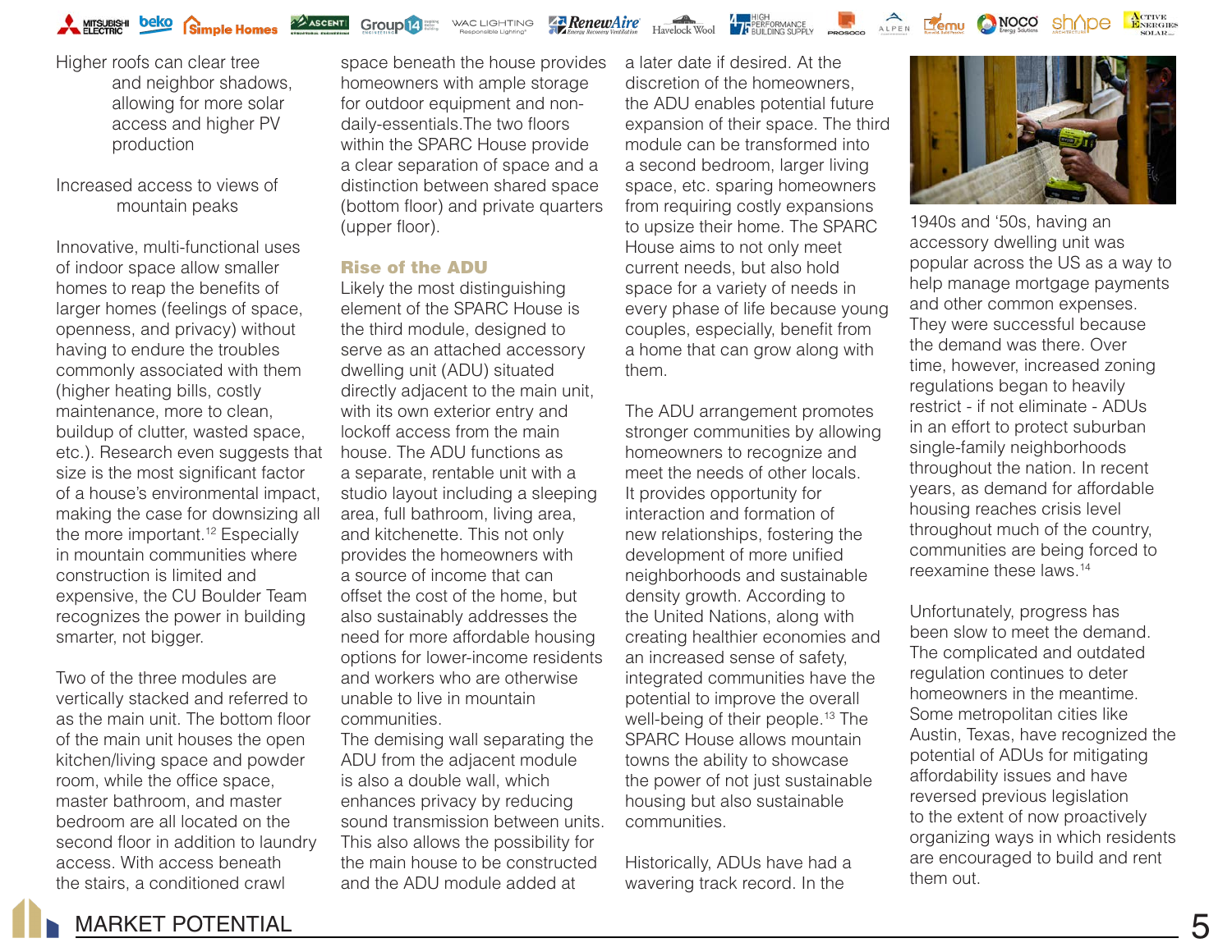Higher roofs can clear tree and neighbor shadows, allowing for more solar access and higher PV production

Increased access to views of mountain peaks

Innovative, multi-functional uses of indoor space allow smaller homes to reap the benefits of larger homes (feelings of space, openness, and privacy) without having to endure the troubles commonly associated with them (higher heating bills, costly maintenance, more to clean, buildup of clutter, wasted space, etc.). Research even suggests that size is the most significant factor of a house's environmental impact, making the case for downsizing all the more important.[12] Especially in mountain communities where construction is limited and expensive, the CU Boulder Team recognizes the power in building smarter, not bigger.

Two of the three modules are vertically stacked and referred to as the main unit. The bottom floor of the main unit houses the open kitchen/living space and powder room, while the office space, master bathroom, and master bedroom are all located on the second floor in addition to laundry access. With access beneath the stairs, a conditioned crawl space beneath the house provides homeowners with ample storage for outdoor equipment and non-daily-essentials.The two floors within the SPARC House provide a clear separation of space and a distinction between shared space (bottom floor) and private quarters (upper floor).

## Rise of the ADU

Likely the most distinguishing element of the SPARC House is the third module, designed to serve as an attached accessory dwelling unit (ADU) situated directly adjacent to the main unit, with its own exterior entry and lockoff access from the main house. The ADU functions as a separate, rentable unit with a studio layout including a sleeping area, full bathroom, living area, and kitchenette. This not only provides the homeowners with a source of income that can offset the cost of the home, but also sustainably addresses the need for more affordable housing options for lower-income residents and workers who are otherwise unable to live in mountain communities.
The demising wall separating the ADU from the adjacent module is also a double wall, which enhances privacy by reducing sound transmission between units. This also allows the possibility for the main house to be constructed and the ADU module added at a later date if desired. At the discretion of the homeowners, the ADU enables potential future expansion of their space. The third module can be transformed into a second bedroom, larger living space, etc. sparing homeowners from requiring costly expansions to upsize their home. The SPARC House aims to not only meet current needs, but also hold space for a variety of needs in every phase of life because young couples, especially, benefit from a home that can grow along with them.

The ADU arrangement promotes stronger communities by allowing homeowners to recognize and meet the needs of other locals. It provides opportunity for interaction and formation of new relationships, fostering the development of more unified neighborhoods and sustainable density growth. According to the United Nations, along with creating healthier economies and an increased sense of safety, integrated communities have the potential to improve the overall well-being of their people.[13] The SPARC House allows mountain towns the ability to showcase the power of not just sustainable housing but also sustainable communities.

Historically, ADUs have had a wavering track record. In the 1940s and '50s, having an accessory dwelling unit was popular across the US as a way to help manage mortgage payments and other common expenses. They were successful because the demand was there. Over time, however, increased zoning regulations began to heavily restrict - if not eliminate - ADUs in an effort to protect suburban single-family neighborhoods throughout the nation. In recent years, as demand for affordable housing reaches crisis level throughout much of the country, communities are being forced to reexamine these laws.[14]

Unfortunately, progress has been slow to meet the demand. The complicated and outdated regulation continues to deter homeowners in the meantime. Some metropolitan cities like Austin, Texas, have recognized the potential of ADUs for mitigating affordability issues and have reversed previous legislation to the extent of now proactively organizing ways in which residents are encouraged to build and rent them out.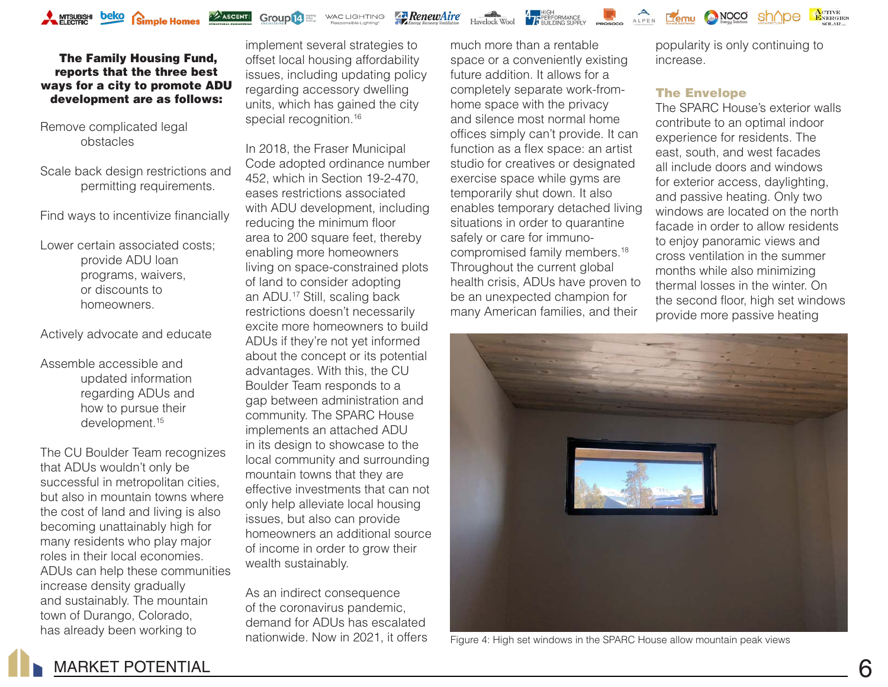**The Family Housing Fund, reports that the three best ways for a city to promote ADU development are as follows:**

- Remove complicated legal obstacles
- Scale back design restrictions and permitting requirements.
- Find ways to incentivize financially
- Lower certain associated costs; provide ADU loan programs, waivers, or discounts to homeowners.
- Actively advocate and educate
- Assemble accessible and updated information regarding ADUs and how to pursue their development.[15]

The CU Boulder Team recognizes that ADUs wouldn't only be successful in metropolitan cities, but also in mountain towns where the cost of land and living is also becoming unattainably high for many residents who play major roles in their local economies. ADUs can help these communities increase density gradually and sustainably. The mountain town of Durango, Colorado, has already been working to implement several strategies to offset local housing affordability issues, including updating policy regarding accessory dwelling units, which has gained the city special recognition.[16]

In 2018, the Fraser Municipal Code adopted ordinance number 452, which in Section 19-2-470, eases restrictions associated with ADU development, including reducing the minimum floor area to 200 square feet, thereby enabling more homeowners living on space-constrained plots of land to consider adopting an ADU.[17] Still, scaling back restrictions doesn't necessarily excite more homeowners to build ADUs if they're not yet informed about the concept or its potential advantages. With this, the CU Boulder Team responds to a gap between administration and community. The SPARC House implements an attached ADU in its design to showcase to the local community and surrounding mountain towns that they are effective investments that can not only help alleviate local housing issues, but also can provide homeowners an additional source of income in order to grow their wealth sustainably.

As an indirect consequence of the coronavirus pandemic, demand for ADUs has escalated nationwide. Now in 2021, it offers much more than a rentable space or a conveniently existing future addition. It allows for a completely separate work-from-home space with the privacy and silence most normal home offices simply can't provide. It can function as a flex space: an artist studio for creatives or designated exercise space while gyms are temporarily shut down. It also enables temporary detached living situations in order to quarantine safely or care for immuno-compromised family members.[18] Throughout the current global health crisis, ADUs have proven to be an unexpected champion for many American families, and their popularity is only continuing to increase.

## The Envelope

The SPARC House's exterior walls contribute to an optimal indoor experience for residents. The east, south, and west facades all include doors and windows for exterior access, daylighting, and passive heating. Only two windows are located on the north facade in order to allow residents to enjoy panoramic views and cross ventilation in the summer months while also minimizing thermal losses in the winter. On the second floor, high set windows provide more passive heating

Figure 4: High set windows in the SPARC House allow mountain peak views

MARKET POTENTIAL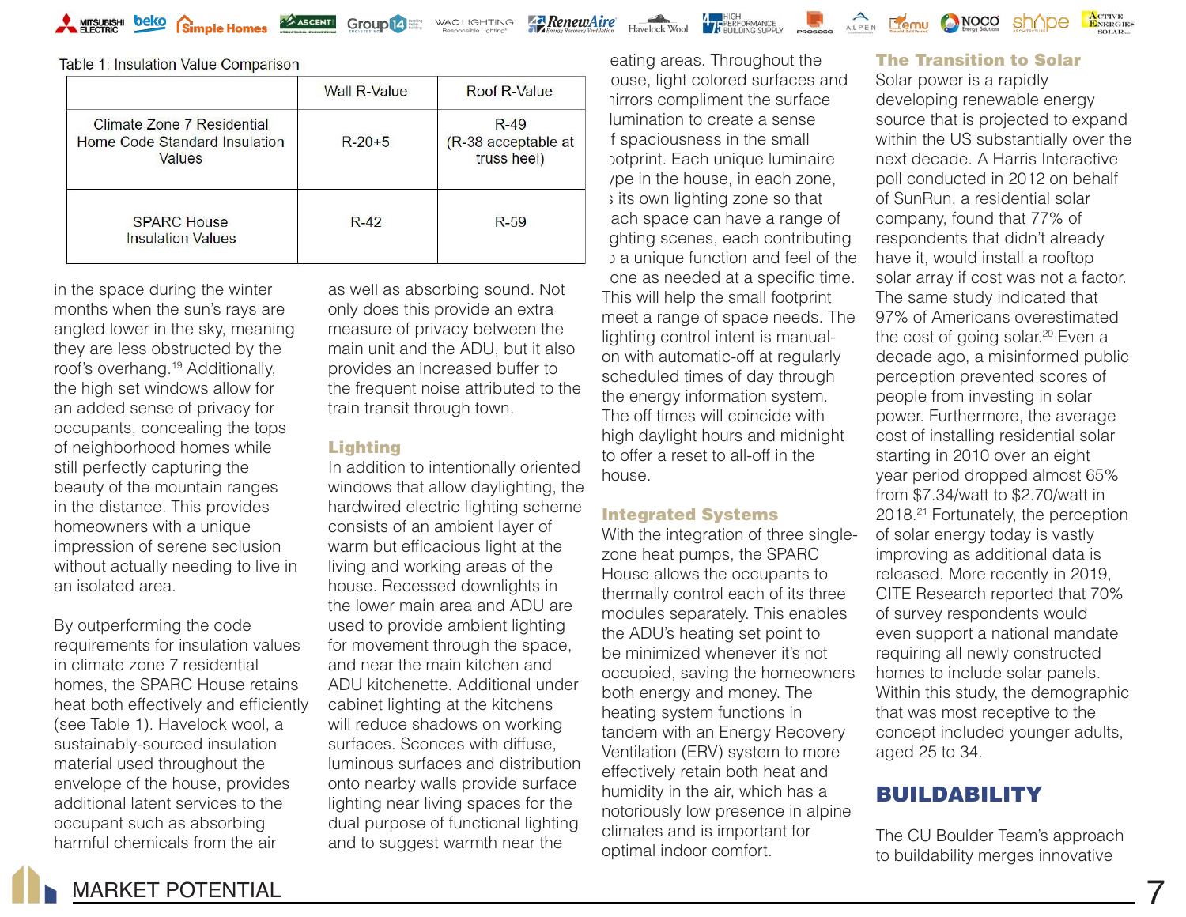Table 1: Insulation Value Comparison

| | Wall R-Value | Roof R-Value |
|---|---|---|
| Climate Zone 7 Residential Home Code Standard Insulation Values | R-20+5 | R-49 (R-38 acceptable at truss heel) |
| SPARC House Insulation Values | R-42 | R-59 |

in the space during the winter months when the sun's rays are angled lower in the sky, meaning they are less obstructed by the roof's overhang.[19] Additionally, the high set windows allow for an added sense of privacy for occupants, concealing the tops of neighborhood homes while still perfectly capturing the beauty of the mountain ranges in the distance. This provides homeowners with a unique impression of serene seclusion without actually needing to live in an isolated area.

By outperforming the code requirements for insulation values in climate zone 7 residential homes, the SPARC House retains heat both effectively and efficiently (see Table 1). Havelock wool, a sustainably-sourced insulation material used throughout the envelope of the house, provides additional latent services to the occupant such as absorbing harmful chemicals from the air as well as absorbing sound. Not only does this provide an extra measure of privacy between the main unit and the ADU, but it also provides an increased buffer to the frequent noise attributed to the train transit through town.

### Lighting

In addition to intentionally oriented windows that allow daylighting, the hardwired electric lighting scheme consists of an ambient layer of warm but efficacious light at the living and working areas of the house. Recessed downlights in the lower main area and ADU are used to provide ambient lighting for movement through the space, and near the main kitchen and ADU kitchenette. Additional under cabinet lighting at the kitchens will reduce shadows on working surfaces. Sconces with diffuse, luminous surfaces and distribution onto nearby walls provide surface lighting near living spaces for the dual purpose of functional lighting and to suggest warmth near the eating areas. Throughout the house, light colored surfaces and mirrors compliment the surface illumination to create a sense of spaciousness in the small footprint. Each unique luminaire type in the house, in each zone, is its own lighting zone so that each space can have a range of lighting scenes, each contributing to a unique function and feel of the zone as needed at a specific time. This will help the small footprint meet a range of space needs. The lighting control intent is manual-on with automatic-off at regularly scheduled times of day through the energy information system. The off times will coincide with high daylight hours and midnight to offer a reset to all-off in the house.

### Integrated Systems

With the integration of three single-zone heat pumps, the SPARC House allows the occupants to thermally control each of its three modules separately. This enables the ADU's heating set point to be minimized whenever it's not occupied, saving the homeowners both energy and money. The heating system functions in tandem with an Energy Recovery Ventilation (ERV) system to more effectively retain both heat and humidity in the air, which has a notoriously low presence in alpine climates and is important for optimal indoor comfort.

### The Transition to Solar

Solar power is a rapidly developing renewable energy source that is projected to expand within the US substantially over the next decade. A Harris Interactive poll conducted in 2012 on behalf of SunRun, a residential solar company, found that 77% of respondents that didn't already have it, would install a rooftop solar array if cost was not a factor. The same study indicated that 97% of Americans overestimated the cost of going solar.[20] Even a decade ago, a misinformed public perception prevented scores of people from investing in solar power. Furthermore, the average cost of installing residential solar starting in 2010 over an eight year period dropped almost 65% from $7.34/watt to $2.70/watt in 2018.[21] Fortunately, the perception of solar energy today is vastly improving as additional data is released. More recently in 2019, CITE Research reported that 70% of survey respondents would even support a national mandate requiring all newly constructed homes to include solar panels. Within this study, the demographic that was most receptive to the concept included younger adults, aged 25 to 34.

## BUILDABILITY

The CU Boulder Team's approach to buildability merges innovative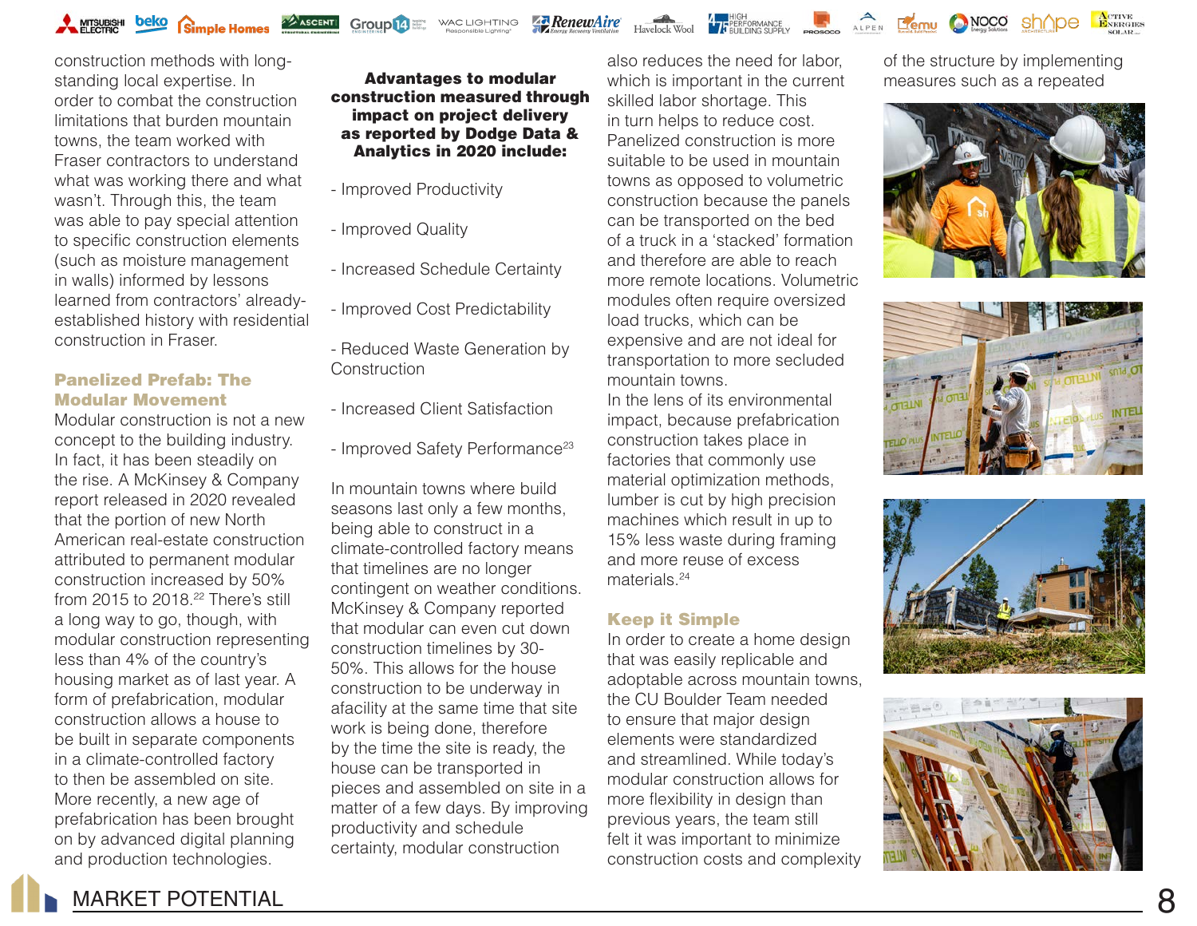construction methods with long-standing local expertise. In order to combat the construction limitations that burden mountain towns, the team worked with Fraser contractors to understand what was working there and what wasn't. Through this, the team was able to pay special attention to specific construction elements (such as moisture management in walls) informed by lessons learned from contractors' already-established history with residential construction in Fraser.

## Panelized Prefab: The Modular Movement

Modular construction is not a new concept to the building industry. In fact, it has been steadily on the rise. A McKinsey & Company report released in 2020 revealed that the portion of new North American real-estate construction attributed to permanent modular construction increased by 50% from 2015 to 2018.[22] There's still a long way to go, though, with modular construction representing less than 4% of the country's housing market as of last year. A form of prefabrication, modular construction allows a house to be built in separate components in a climate-controlled factory to then be assembled on site. More recently, a new age of prefabrication has been brought on by advanced digital planning and production technologies.

**Advantages to modular construction measured through impact on project delivery as reported by Dodge Data & Analytics in 2020 include:**

- Improved Productivity
- Improved Quality
- Increased Schedule Certainty
- Improved Cost Predictability
- Reduced Waste Generation by Construction
- Increased Client Satisfaction
- Improved Safety Performance[23]

In mountain towns where build seasons last only a few months, being able to construct in a climate-controlled factory means that timelines are no longer contingent on weather conditions. McKinsey & Company reported that modular can even cut down construction timelines by 30-50%. This allows for the house construction to be underway in afacility at the same time that site work is being done, therefore by the time the site is ready, the house can be transported in pieces and assembled on site in a matter of a few days. By improving productivity and schedule certainty, modular construction also reduces the need for labor, which is important in the current skilled labor shortage. This in turn helps to reduce cost. Panelized construction is more suitable to be used in mountain towns as opposed to volumetric construction because the panels can be transported on the bed of a truck in a 'stacked' formation and therefore are able to reach more remote locations. Volumetric modules often require oversized load trucks, which can be expensive and are not ideal for transportation to more secluded mountain towns.
In the lens of its environmental impact, because prefabrication construction takes place in factories that commonly use material optimization methods, lumber is cut by high precision machines which result in up to 15% less waste during framing and more reuse of excess materials.[24]

## Keep it Simple

In order to create a home design that was easily replicable and adoptable across mountain towns, the CU Boulder Team needed to ensure that major design elements were standardized and streamlined. While today's modular construction allows for more flexibility in design than previous years, the team still felt it was important to minimize construction costs and complexity of the structure by implementing measures such as a repeated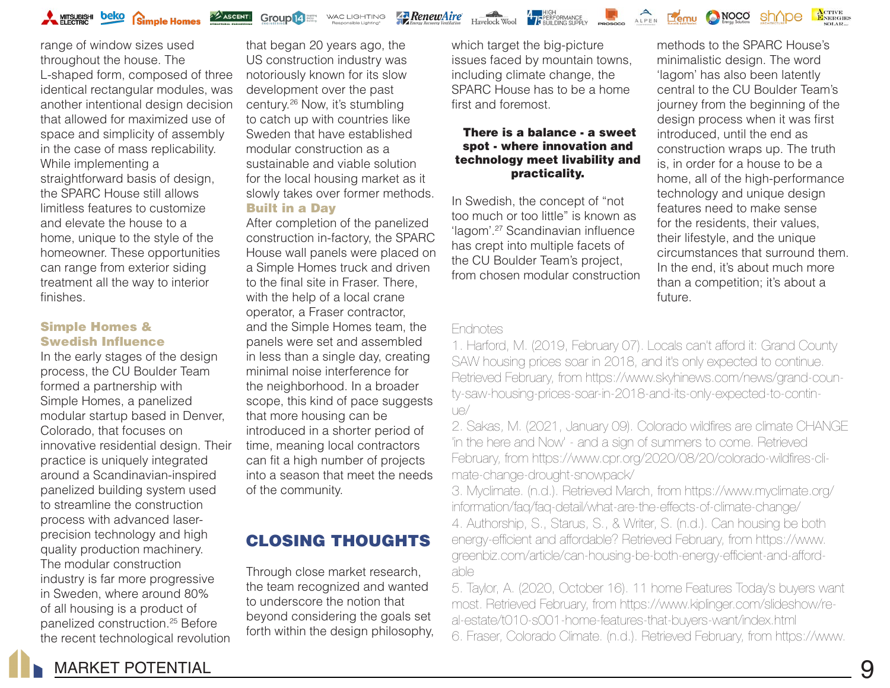range of window sizes used throughout the house. The L-shaped form, composed of three identical rectangular modules, was another intentional design decision that allowed for maximized use of space and simplicity of assembly in the case of mass replicability. While implementing a straightforward basis of design, the SPARC House still allows limitless features to customize and elevate the house to a home, unique to the style of the homeowner. These opportunities can range from exterior siding treatment all the way to interior finishes.

### Simple Homes & Swedish Influence

In the early stages of the design process, the CU Boulder Team formed a partnership with Simple Homes, a panelized modular startup based in Denver, Colorado, that focuses on innovative residential design. Their practice is uniquely integrated around a Scandinavian-inspired panelized building system used to streamline the construction process with advanced laser-precision technology and high quality production machinery. The modular construction industry is far more progressive in Sweden, where around 80% of all housing is a product of panelized construction.[25] Before the recent technological revolution that began 20 years ago, the US construction industry was notoriously known for its slow development over the past century.[26] Now, it's stumbling to catch up with countries like Sweden that have established modular construction as a sustainable and viable solution for the local housing market as it slowly takes over former methods.

### Built in a Day

After completion of the panelized construction in-factory, the SPARC House wall panels were placed on a Simple Homes truck and driven to the final site in Fraser. There, with the help of a local crane operator, a Fraser contractor, and the Simple Homes team, the panels were set and assembled in less than a single day, creating minimal noise interference for the neighborhood. In a broader scope, this kind of pace suggests that more housing can be introduced in a shorter period of time, meaning local contractors can fit a high number of projects into a season that meet the needs of the community.

## CLOSING THOUGHTS

Through close market research, the team recognized and wanted to underscore the notion that beyond considering the goals set forth within the design philosophy, which target the big-picture issues faced by mountain towns, including climate change, the SPARC House has to be a home first and foremost.

**There is a balance - a sweet spot - where innovation and technology meet livability and practicality.**

In Swedish, the concept of "not too much or too little" is known as 'lagom'.[27] Scandinavian influence has crept into multiple facets of the CU Boulder Team's project, from chosen modular construction methods to the SPARC House's minimalistic design. The word 'lagom' has also been latently central to the CU Boulder Team's journey from the beginning of the design process when it was first introduced, until the end as construction wraps up. The truth is, in order for a house to be a home, all of the high-performance technology and unique design features need to make sense for the residents, their values, their lifestyle, and the unique circumstances that surround them. In the end, it's about much more than a competition; it's about a future.

Endnotes

1. Harford, M. (2019, February 07). Locals can't afford it: Grand County SAW housing prices soar in 2018, and it's only expected to continue. Retrieved February, from https://www.skyhinews.com/news/grand-county-saw-housing-prices-soar-in-2018-and-its-only-expected-to-continue/
2. Sakas, M. (2021, January 09). Colorado wildfires are climate CHANGE 'in the here and Now' - and a sign of summers to come. Retrieved February, from https://www.cpr.org/2020/08/20/colorado-wildfires-climate-change-drought-snowpack/
3. Myclimate. (n.d.). Retrieved March, from https://www.myclimate.org/information/faq/faq-detail/what-are-the-effects-of-climate-change/
4. Authorship, S., Starus, S., & Writer, S. (n.d.). Can housing be both energy-efficient and affordable? Retrieved February, from https://www.greenbiz.com/article/can-housing-be-both-energy-efficient-and-affordable
5. Taylor, A. (2020, October 16). 11 home Features Today's buyers want most. Retrieved February, from https://www.kiplinger.com/slideshow/real-estate/t010-s001-home-features-that-buyers-want/index.html
6. Fraser, Colorado Climate. (n.d.). Retrieved February, from https://www.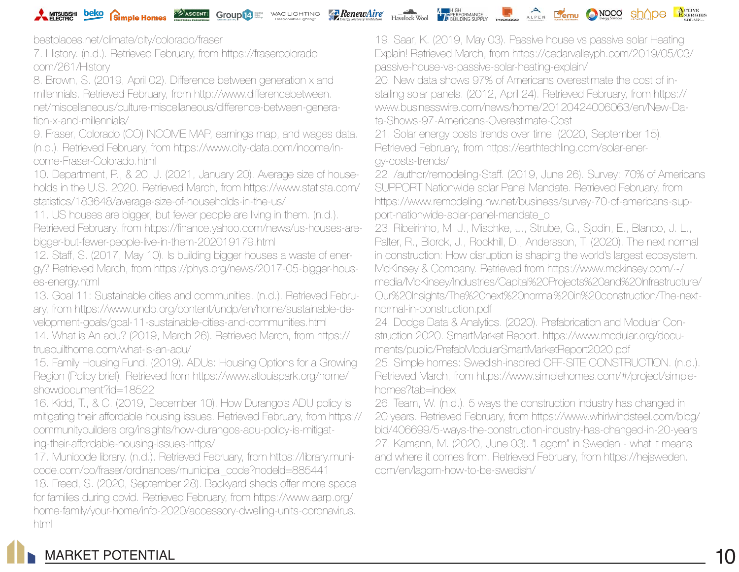bestplaces.net/climate/city/colorado/fraser

7. History. (n.d.). Retrieved February, from https://frasercolorado.com/261/History

8. Brown, S. (2019, April 02). Difference between generation x and millennials. Retrieved February, from http://www.differencebetween.net/miscellaneous/culture-miscellaneous/difference-between-generation-x-and-millennials/

9. Fraser, Colorado (CO) INCOME MAP, earnings map, and wages data. (n.d.). Retrieved February, from https://www.city-data.com/income/income-Fraser-Colorado.html

10. Department, P., & 20, J. (2021, January 20). Average size of households in the U.S. 2020. Retrieved March, from https://www.statista.com/statistics/183648/average-size-of-households-in-the-us/

11. US houses are bigger, but fewer people are living in them. (n.d.). Retrieved February, from https://finance.yahoo.com/news/us-houses-are-bigger-but-fewer-people-live-in-them-202019179.html

12. Staff, S. (2017, May 10). Is building bigger houses a waste of energy? Retrieved March, from https://phys.org/news/2017-05-bigger-houses-energy.html

13. Goal 11: Sustainable cities and communities. (n.d.). Retrieved February, from https://www.undp.org/content/undp/en/home/sustainable-development-goals/goal-11-sustainable-cities-and-communities.html

14. What is An adu? (2019, March 26). Retrieved March, from https://truebuilthome.com/what-is-an-adu/

15. Family Housing Fund. (2019). ADUs: Housing Options for a Growing Region (Policy brief). Retrieved from https://www.stlouispark.org/home/showdocument?id=18522

16. Kidd, T., & C. (2019, December 10). How Durango's ADU policy is mitigating their affordable housing issues. Retrieved February, from https://communitybuilders.org/insights/how-durangos-adu-policy-is-mitigating-their-affordable-housing-issues-https/

17. Municode library. (n.d.). Retrieved February, from https://library.municode.com/co/fraser/ordinances/municipal_code?nodeId=885441

18. Freed, S. (2020, September 28). Backyard sheds offer more space for families during covid. Retrieved February, from https://www.aarp.org/home-family/your-home/info-2020/accessory-dwelling-units-coronavirus.html

19. Saar, K. (2019, May 03). Passive house vs passive solar Heating Explain! Retrieved March, from https://cedarvalleyph.com/2019/05/03/passive-house-vs-passive-solar-heating-explain/

20. New data shows 97% of Americans overestimate the cost of installing solar panels. (2012, April 24). Retrieved February, from https://www.businesswire.com/news/home/20120424006063/en/New-Data-Shows-97-Americans-Overestimate-Cost

21. Solar energy costs trends over time. (2020, September 15). Retrieved February, from https://earthtechling.com/solar-energy-costs-trends/

22. /author/remodeling-Staff. (2019, June 26). Survey: 70% of Americans SUPPORT Nationwide solar Panel Mandate. Retrieved February, from https://www.remodeling.hw.net/business/survey-70-of-americans-support-nationwide-solar-panel-mandate_o

23. Ribeirinho, M. J., Mischke, J., Strube, G., Sjodin, E., Blanco, J. L., Palter, R., Biorck, J., Rockhill, D., Andersson, T. (2020). The next normal in construction: How disruption is shaping the world's largest ecosystem. McKinsey & Company. Retrieved from https://www.mckinsey.com/~/media/McKinsey/Industries/Capital%20Projects%20and%20Infrastructure/Our%20Insights/The%20next%20normal%20in%20construction/The-next-normal-in-construction.pdf

24. Dodge Data & Analytics. (2020). Prefabrication and Modular Construction 2020. SmartMarket Report. https://www.modular.org/documents/public/PrefabModularSmartMarketReport2020.pdf

25. Simple homes: Swedish-inspired OFF-SITE CONSTRUCTION. (n.d.). Retrieved March, from https://www.simplehomes.com/#/project/simple-homes?tab=index

26. Team, W. (n.d.). 5 ways the construction industry has changed in 20 years. Retrieved February, from https://www.whirlwindsteel.com/blog/bid/406699/5-ways-the-construction-industry-has-changed-in-20-years

27. Kamann, M. (2020, June 03). "Lagom" in Sweden - what it means and where it comes from. Retrieved February, from https://hejsweden.com/en/lagom-how-to-be-swedish/